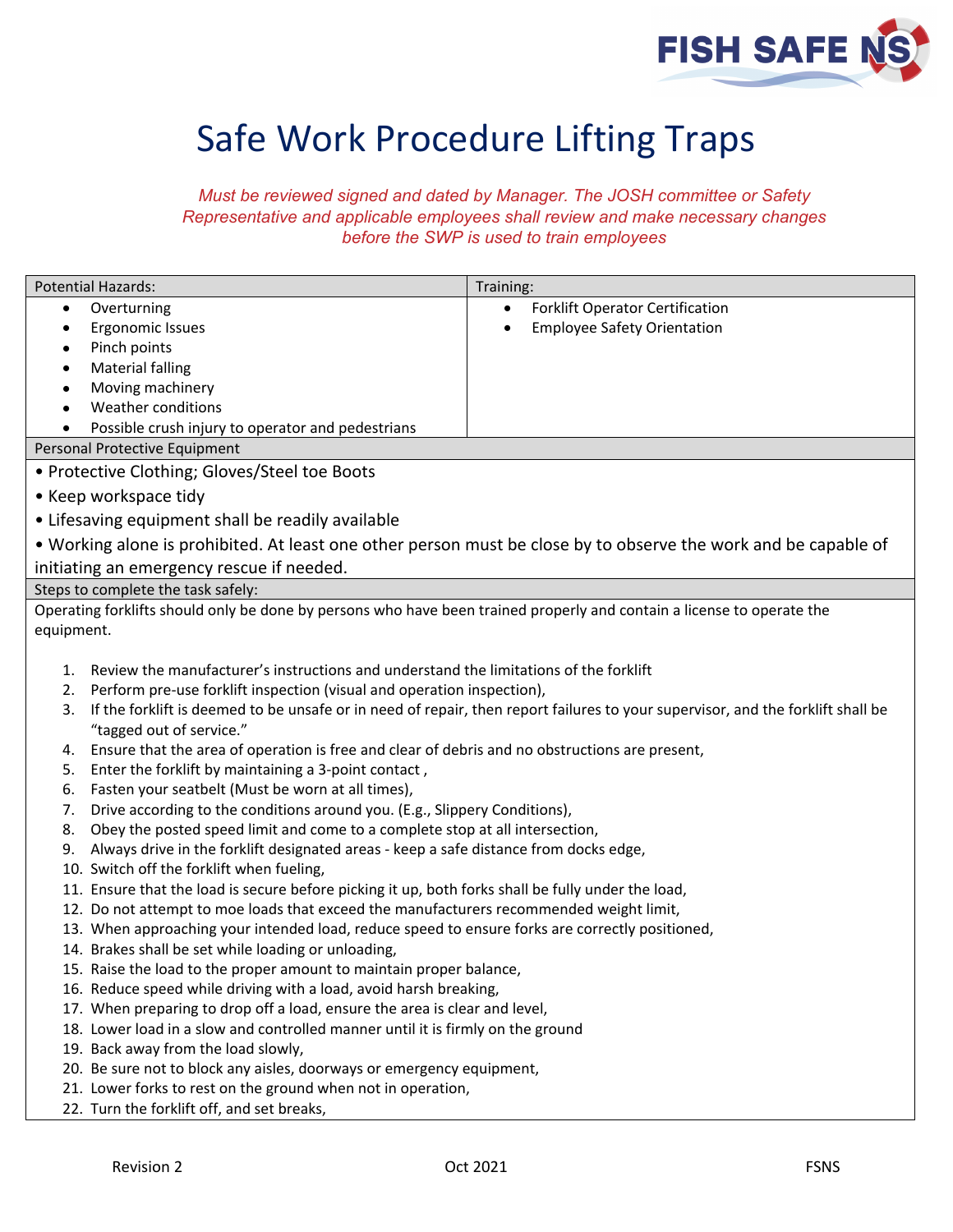# Safe Work Procedure Lifting Traps

*Must be reviewed signed and dated by Manager. The JOSH committee or Safety Representative and applicable employees shall review and make necessary changes before the SWP is used to train employees*

| Potential Hazards: | Training: |
| --- | --- |
| • Overturning<br>• Ergonomic Issues<br>• Pinch points<br>• Material falling<br>• Moving machinery<br>• Weather conditions<br>• Possible crush injury to operator and pedestrians | • Forklift Operator Certification<br>• Employee Safety Orientation |

**Personal Protective Equipment**

- Protective Clothing; Gloves/Steel toe Boots
- Keep workspace tidy
- Lifesaving equipment shall be readily available
- Working alone is prohibited. At least one other person must be close by to observe the work and be capable of initiating an emergency rescue if needed.

**Steps to complete the task safely:**

Operating forklifts should only be done by persons who have been trained properly and contain a license to operate the equipment.

1. Review the manufacturer's instructions and understand the limitations of the forklift
2. Perform pre-use forklift inspection (visual and operation inspection),
3. If the forklift is deemed to be unsafe or in need of repair, then report failures to your supervisor, and the forklift shall be "tagged out of service."
4. Ensure that the area of operation is free and clear of debris and no obstructions are present,
5. Enter the forklift by maintaining a 3-point contact ,
6. Fasten your seatbelt (Must be worn at all times),
7. Drive according to the conditions around you. (E.g., Slippery Conditions),
8. Obey the posted speed limit and come to a complete stop at all intersection,
9. Always drive in the forklift designated areas - keep a safe distance from docks edge,
10. Switch off the forklift when fueling,
11. Ensure that the load is secure before picking it up, both forks shall be fully under the load,
12. Do not attempt to moe loads that exceed the manufacturers recommended weight limit,
13. When approaching your intended load, reduce speed to ensure forks are correctly positioned,
14. Brakes shall be set while loading or unloading,
15. Raise the load to the proper amount to maintain proper balance,
16. Reduce speed while driving with a load, avoid harsh breaking,
17. When preparing to drop off a load, ensure the area is clear and level,
18. Lower load in a slow and controlled manner until it is firmly on the ground
19. Back away from the load slowly,
20. Be sure not to block any aisles, doorways or emergency equipment,
21. Lower forks to rest on the ground when not in operation,
22. Turn the forklift off, and set breaks,

Revision 2 Oct 2021 FSNS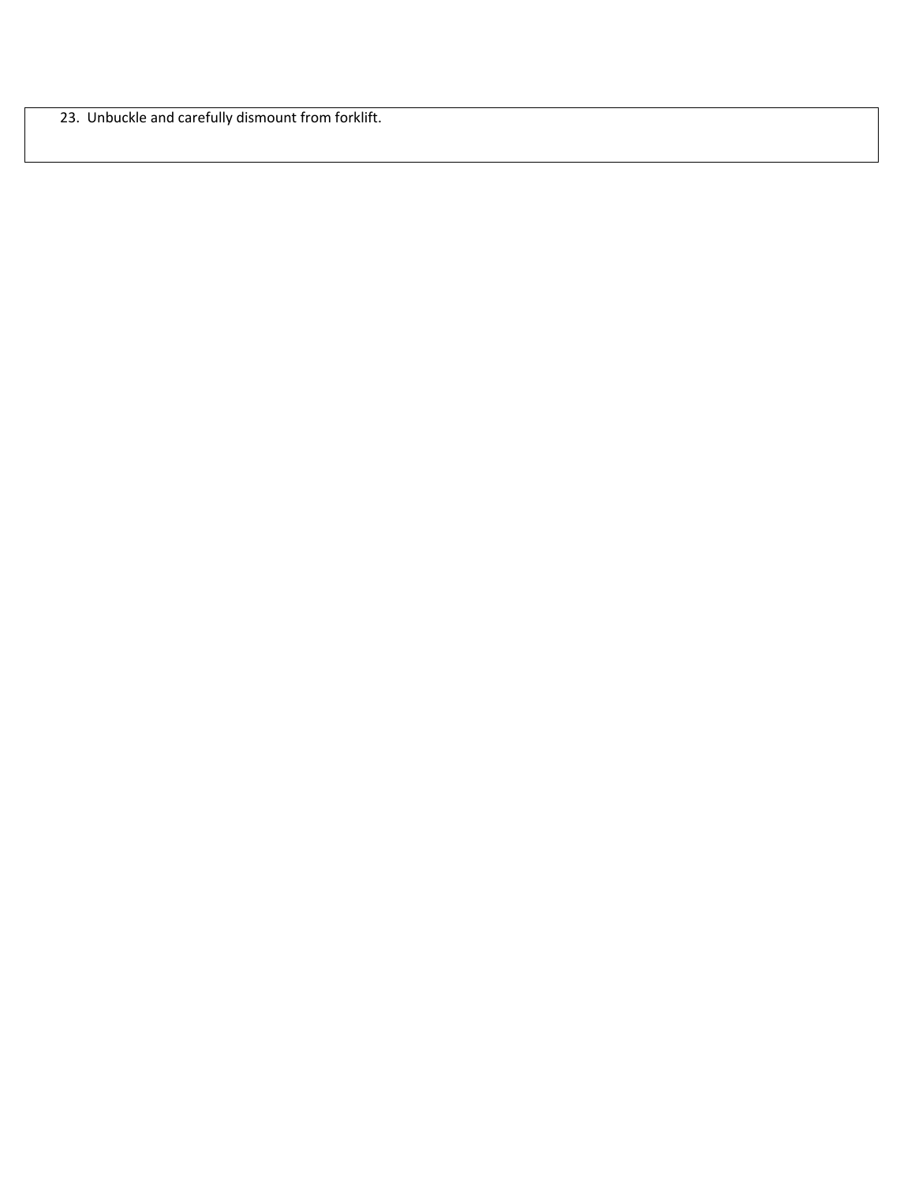23. Unbuckle and carefully dismount from forklift.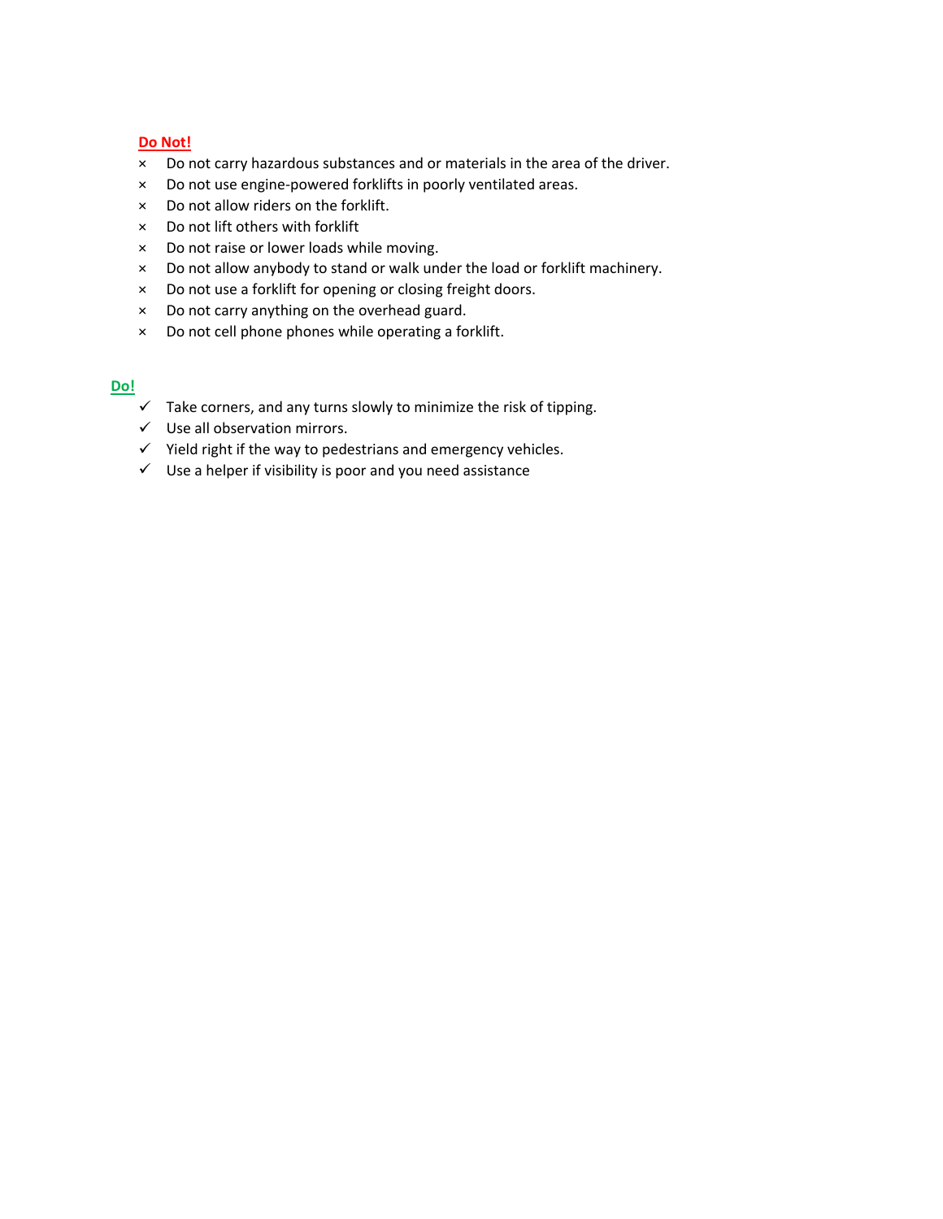**Do Not!**

× Do not carry hazardous substances and or materials in the area of the driver.
× Do not use engine-powered forklifts in poorly ventilated areas.
× Do not allow riders on the forklift.
× Do not lift others with forklift
× Do not raise or lower loads while moving.
× Do not allow anybody to stand or walk under the load or forklift machinery.
× Do not use a forklift for opening or closing freight doors.
× Do not carry anything on the overhead guard.
× Do not cell phone phones while operating a forklift.

**Do!**

✓ Take corners, and any turns slowly to minimize the risk of tipping.
✓ Use all observation mirrors.
✓ Yield right if the way to pedestrians and emergency vehicles.
✓ Use a helper if visibility is poor and you need assistance